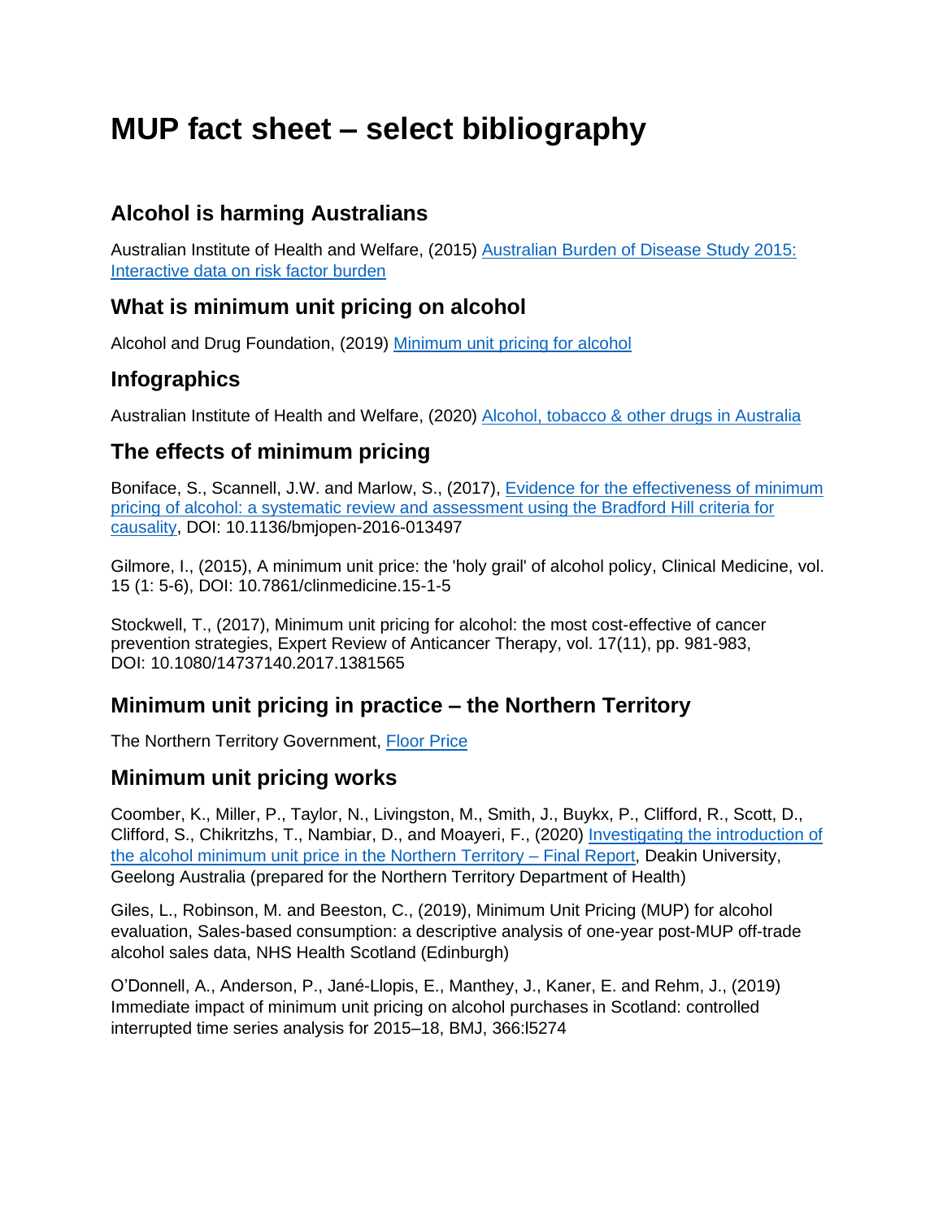# MUP fact sheet – select bibliography

## Alcohol is harming Australians

Australian Institute of Health and Welfare, (2015) Australian Burden of Disease Study 2015: Interactive data on risk factor burden

## What is minimum unit pricing on alcohol

Alcohol and Drug Foundation, (2019) Minimum unit pricing for alcohol

## Infographics

Australian Institute of Health and Welfare, (2020) Alcohol, tobacco & other drugs in Australia

## The effects of minimum pricing

Boniface, S., Scannell, J.W. and Marlow, S., (2017), Evidence for the effectiveness of minimum pricing of alcohol: a systematic review and assessment using the Bradford Hill criteria for causality, DOI: 10.1136/bmjopen-2016-013497

Gilmore, I., (2015), A minimum unit price: the 'holy grail' of alcohol policy, Clinical Medicine, vol. 15 (1: 5-6), DOI: 10.7861/clinmedicine.15-1-5

Stockwell, T., (2017), Minimum unit pricing for alcohol: the most cost-effective of cancer prevention strategies, Expert Review of Anticancer Therapy, vol. 17(11), pp. 981-983, DOI: 10.1080/14737140.2017.1381565

## Minimum unit pricing in practice – the Northern Territory

The Northern Territory Government, Floor Price

## Minimum unit pricing works

Coomber, K., Miller, P., Taylor, N., Livingston, M., Smith, J., Buykx, P., Clifford, R., Scott, D., Clifford, S., Chikritzhs, T., Nambiar, D., and Moayeri, F., (2020) Investigating the introduction of the alcohol minimum unit price in the Northern Territory – Final Report, Deakin University, Geelong Australia (prepared for the Northern Territory Department of Health)

Giles, L., Robinson, M. and Beeston, C., (2019), Minimum Unit Pricing (MUP) for alcohol evaluation, Sales-based consumption: a descriptive analysis of one-year post-MUP off-trade alcohol sales data, NHS Health Scotland (Edinburgh)

O'Donnell, A., Anderson, P., Jané-Llopis, E., Manthey, J., Kaner, E. and Rehm, J., (2019) Immediate impact of minimum unit pricing on alcohol purchases in Scotland: controlled interrupted time series analysis for 2015–18, BMJ, 366:l5274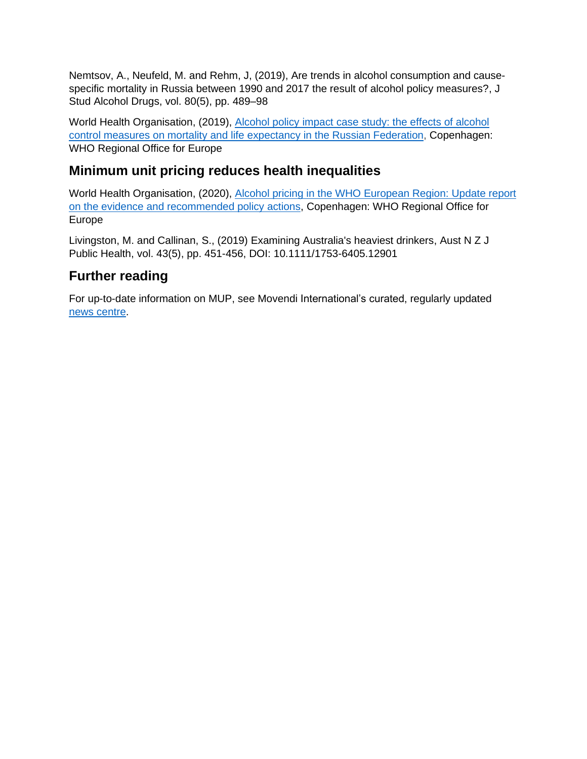Nemtsov, A., Neufeld, M. and Rehm, J, (2019), Are trends in alcohol consumption and cause-specific mortality in Russia between 1990 and 2017 the result of alcohol policy measures?, J Stud Alcohol Drugs, vol. 80(5), pp. 489–98

World Health Organisation, (2019), Alcohol policy impact case study: the effects of alcohol control measures on mortality and life expectancy in the Russian Federation, Copenhagen: WHO Regional Office for Europe

## Minimum unit pricing reduces health inequalities

World Health Organisation, (2020), Alcohol pricing in the WHO European Region: Update report on the evidence and recommended policy actions, Copenhagen: WHO Regional Office for Europe

Livingston, M. and Callinan, S., (2019) Examining Australia's heaviest drinkers, Aust N Z J Public Health, vol. 43(5), pp. 451-456, DOI: 10.1111/1753-6405.12901

## Further reading

For up-to-date information on MUP, see Movendi International's curated, regularly updated news centre.